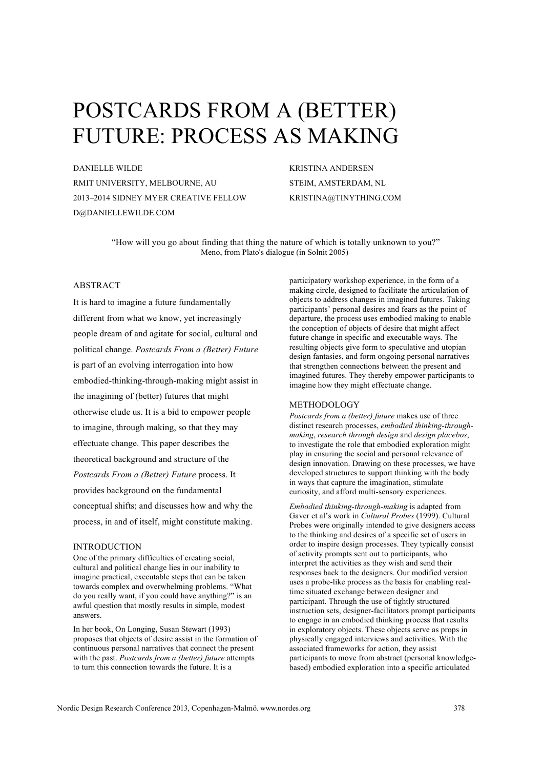# POSTCARDS FROM A (BETTER) FUTURE: PROCESS AS MAKING

DANIELLE WILDE
RMIT UNIVERSITY, MELBOURNE, AU
2013–2014 SIDNEY MYER CREATIVE FELLOW
D@DANIELLEWILDE.COM

KRISTINA ANDERSEN
STEIM, AMSTERDAM, NL
KRISTINA@TINYTHING.COM

"How will you go about finding that thing the nature of which is totally unknown to you?"
Meno, from Plato's dialogue (in Solnit 2005)

## ABSTRACT

It is hard to imagine a future fundamentally different from what we know, yet increasingly people dream of and agitate for social, cultural and political change. *Postcards From a (Better) Future* is part of an evolving interrogation into how embodied-thinking-through-making might assist in the imagining of (better) futures that might otherwise elude us. It is a bid to empower people to imagine, through making, so that they may effectuate change. This paper describes the theoretical background and structure of the *Postcards From a (Better) Future* process. It provides background on the fundamental conceptual shifts; and discusses how and why the process, in and of itself, might constitute making.

## INTRODUCTION

One of the primary difficulties of creating social, cultural and political change lies in our inability to imagine practical, executable steps that can be taken towards complex and overwhelming problems. "What do you really want, if you could have anything?" is an awful question that mostly results in simple, modest answers.

In her book, On Longing, Susan Stewart (1993) proposes that objects of desire assist in the formation of continuous personal narratives that connect the present with the past. *Postcards from a (better) future* attempts to turn this connection towards the future. It is a participatory workshop experience, in the form of a making circle, designed to facilitate the articulation of objects to address changes in imagined futures. Taking participants' personal desires and fears as the point of departure, the process uses embodied making to enable the conception of objects of desire that might affect future change in specific and executable ways. The resulting objects give form to speculative and utopian design fantasies, and form ongoing personal narratives that strengthen connections between the present and imagined futures. They thereby empower participants to imagine how they might effectuate change.

## METHODOLOGY

*Postcards from a (better) future* makes use of three distinct research processes, *embodied thinking-through-making*, *research through design* and *design placebos*, to investigate the role that embodied exploration might play in ensuring the social and personal relevance of design innovation. Drawing on these processes, we have developed structures to support thinking with the body in ways that capture the imagination, stimulate curiosity, and afford multi-sensory experiences.

*Embodied thinking-through-making* is adapted from Gaver et al's work in *Cultural Probes* (1999). Cultural Probes were originally intended to give designers access to the thinking and desires of a specific set of users in order to inspire design processes. They typically consist of activity prompts sent out to participants, who interpret the activities as they wish and send their responses back to the designers. Our modified version uses a probe-like process as the basis for enabling real-time situated exchange between designer and participant. Through the use of tightly structured instruction sets, designer-facilitators prompt participants to engage in an embodied thinking process that results in exploratory objects. These objects serve as props in physically engaged interviews and activities. With the associated frameworks for action, they assist participants to move from abstract (personal knowledge-based) embodied exploration into a specific articulated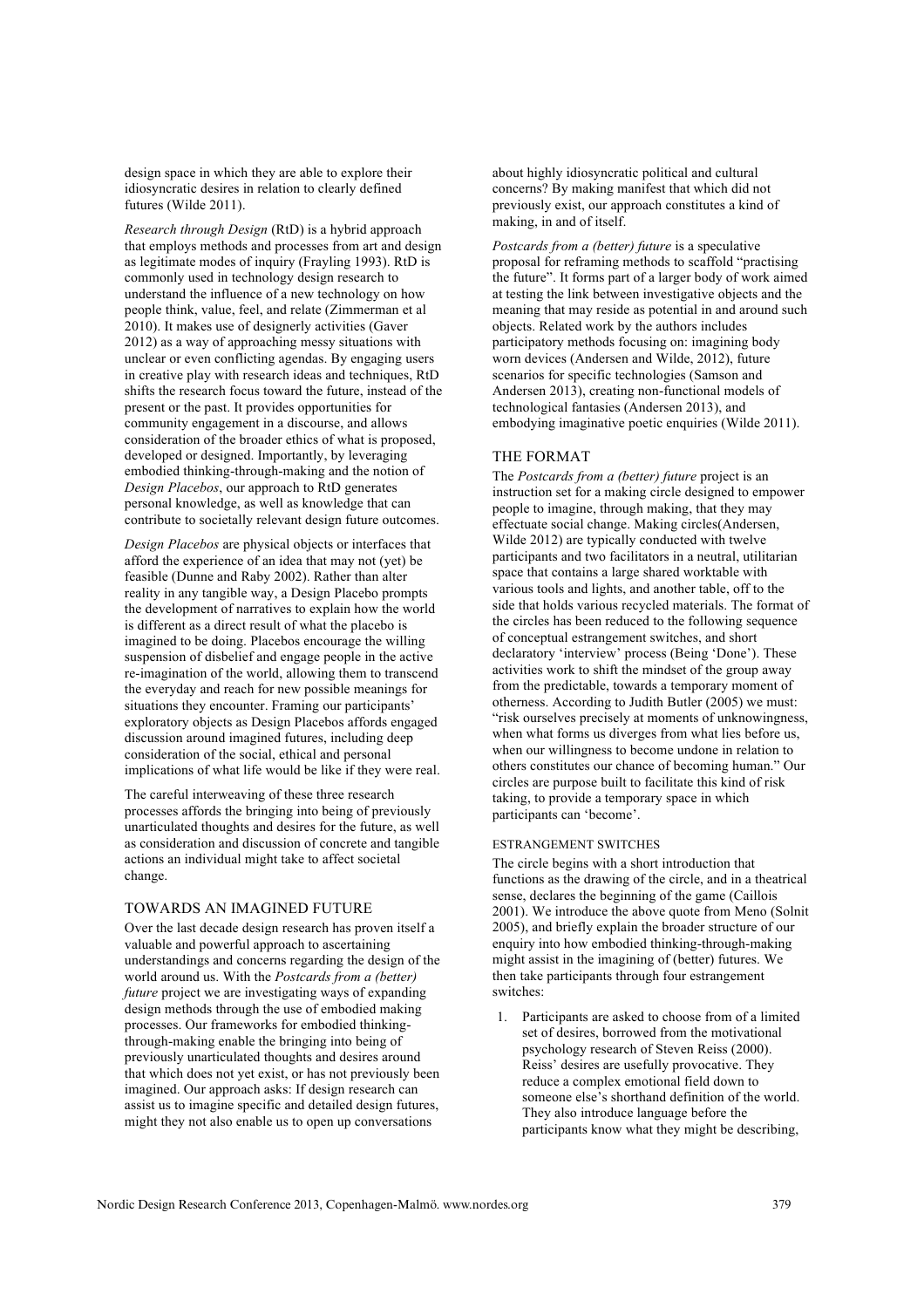design space in which they are able to explore their idiosyncratic desires in relation to clearly defined futures (Wilde 2011).

*Research through Design* (RtD) is a hybrid approach that employs methods and processes from art and design as legitimate modes of inquiry (Frayling 1993). RtD is commonly used in technology design research to understand the influence of a new technology on how people think, value, feel, and relate (Zimmerman et al 2010). It makes use of designerly activities (Gaver 2012) as a way of approaching messy situations with unclear or even conflicting agendas. By engaging users in creative play with research ideas and techniques, RtD shifts the research focus toward the future, instead of the present or the past. It provides opportunities for community engagement in a discourse, and allows consideration of the broader ethics of what is proposed, developed or designed. Importantly, by leveraging embodied thinking-through-making and the notion of *Design Placebos*, our approach to RtD generates personal knowledge, as well as knowledge that can contribute to societally relevant design future outcomes.

*Design Placebos* are physical objects or interfaces that afford the experience of an idea that may not (yet) be feasible (Dunne and Raby 2002). Rather than alter reality in any tangible way, a Design Placebo prompts the development of narratives to explain how the world is different as a direct result of what the placebo is imagined to be doing. Placebos encourage the willing suspension of disbelief and engage people in the active re-imagination of the world, allowing them to transcend the everyday and reach for new possible meanings for situations they encounter. Framing our participants' exploratory objects as Design Placebos affords engaged discussion around imagined futures, including deep consideration of the social, ethical and personal implications of what life would be like if they were real.

The careful interweaving of these three research processes affords the bringing into being of previously unarticulated thoughts and desires for the future, as well as consideration and discussion of concrete and tangible actions an individual might take to affect societal change.

## TOWARDS AN IMAGINED FUTURE

Over the last decade design research has proven itself a valuable and powerful approach to ascertaining understandings and concerns regarding the design of the world around us. With the *Postcards from a (better) future* project we are investigating ways of expanding design methods through the use of embodied making processes. Our frameworks for embodied thinking-through-making enable the bringing into being of previously unarticulated thoughts and desires around that which does not yet exist, or has not previously been imagined. Our approach asks: If design research can assist us to imagine specific and detailed design futures, might they not also enable us to open up conversations about highly idiosyncratic political and cultural concerns? By making manifest that which did not previously exist, our approach constitutes a kind of making, in and of itself.

*Postcards from a (better) future* is a speculative proposal for reframing methods to scaffold "practising the future". It forms part of a larger body of work aimed at testing the link between investigative objects and the meaning that may reside as potential in and around such objects. Related work by the authors includes participatory methods focusing on: imagining body worn devices (Andersen and Wilde, 2012), future scenarios for specific technologies (Samson and Andersen 2013), creating non-functional models of technological fantasies (Andersen 2013), and embodying imaginative poetic enquiries (Wilde 2011).

## THE FORMAT

The *Postcards from a (better) future* project is an instruction set for a making circle designed to empower people to imagine, through making, that they may effectuate social change. Making circles(Andersen, Wilde 2012) are typically conducted with twelve participants and two facilitators in a neutral, utilitarian space that contains a large shared worktable with various tools and lights, and another table, off to the side that holds various recycled materials. The format of the circles has been reduced to the following sequence of conceptual estrangement switches, and short declaratory 'interview' process (Being 'Done'). These activities work to shift the mindset of the group away from the predictable, towards a temporary moment of otherness. According to Judith Butler (2005) we must: "risk ourselves precisely at moments of unknowingness, when what forms us diverges from what lies before us, when our willingness to become undone in relation to others constitutes our chance of becoming human." Our circles are purpose built to facilitate this kind of risk taking, to provide a temporary space in which participants can 'become'.

### ESTRANGEMENT SWITCHES

The circle begins with a short introduction that functions as the drawing of the circle, and in a theatrical sense, declares the beginning of the game (Caillois 2001). We introduce the above quote from Meno (Solnit 2005), and briefly explain the broader structure of our enquiry into how embodied thinking-through-making might assist in the imagining of (better) futures. We then take participants through four estrangement switches:

1. Participants are asked to choose from of a limited set of desires, borrowed from the motivational psychology research of Steven Reiss (2000). Reiss' desires are usefully provocative. They reduce a complex emotional field down to someone else's shorthand definition of the world. They also introduce language before the participants know what they might be describing,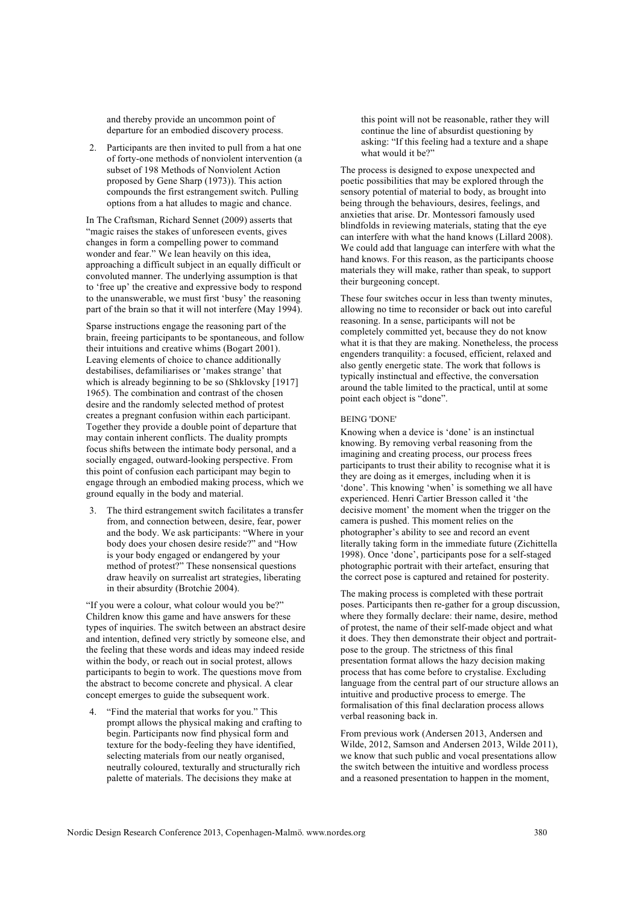and thereby provide an uncommon point of departure for an embodied discovery process.

2. Participants are then invited to pull from a hat one of forty-one methods of nonviolent intervention (a subset of 198 Methods of Nonviolent Action proposed by Gene Sharp (1973)). This action compounds the first estrangement switch. Pulling options from a hat alludes to magic and chance.

In The Craftsman, Richard Sennet (2009) asserts that "magic raises the stakes of unforeseen events, gives changes in form a compelling power to command wonder and fear." We lean heavily on this idea, approaching a difficult subject in an equally difficult or convoluted manner. The underlying assumption is that to 'free up' the creative and expressive body to respond to the unanswerable, we must first 'busy' the reasoning part of the brain so that it will not interfere (May 1994).

Sparse instructions engage the reasoning part of the brain, freeing participants to be spontaneous, and follow their intuitions and creative whims (Bogart 2001). Leaving elements of choice to chance additionally destabilises, defamiliarises or 'makes strange' that which is already beginning to be so (Shklovsky [1917] 1965). The combination and contrast of the chosen desire and the randomly selected method of protest creates a pregnant confusion within each participant. Together they provide a double point of departure that may contain inherent conflicts. The duality prompts focus shifts between the intimate body personal, and a socially engaged, outward-looking perspective. From this point of confusion each participant may begin to engage through an embodied making process, which we ground equally in the body and material.

3. The third estrangement switch facilitates a transfer from, and connection between, desire, fear, power and the body. We ask participants: "Where in your body does your chosen desire reside?" and "How is your body engaged or endangered by your method of protest?" These nonsensical questions draw heavily on surrealist art strategies, liberating in their absurdity (Brotchie 2004).

"If you were a colour, what colour would you be?" Children know this game and have answers for these types of inquiries. The switch between an abstract desire and intention, defined very strictly by someone else, and the feeling that these words and ideas may indeed reside within the body, or reach out in social protest, allows participants to begin to work. The questions move from the abstract to become concrete and physical. A clear concept emerges to guide the subsequent work.

4. "Find the material that works for you." This prompt allows the physical making and crafting to begin. Participants now find physical form and texture for the body-feeling they have identified, selecting materials from our neatly organised, neutrally coloured, texturally and structurally rich palette of materials. The decisions they make at this point will not be reasonable, rather they will continue the line of absurdist questioning by asking: "If this feeling had a texture and a shape what would it be?"

The process is designed to expose unexpected and poetic possibilities that may be explored through the sensory potential of material to body, as brought into being through the behaviours, desires, feelings, and anxieties that arise. Dr. Montessori famously used blindfolds in reviewing materials, stating that the eye can interfere with what the hand knows (Lillard 2008). We could add that language can interfere with what the hand knows. For this reason, as the participants choose materials they will make, rather than speak, to support their burgeoning concept.

These four switches occur in less than twenty minutes, allowing no time to reconsider or back out into careful reasoning. In a sense, participants will not be completely committed yet, because they do not know what it is that they are making. Nonetheless, the process engenders tranquility: a focused, efficient, relaxed and also gently energetic state. The work that follows is typically instinctual and effective, the conversation around the table limited to the practical, until at some point each object is "done".

### BEING 'DONE'

Knowing when a device is 'done' is an instinctual knowing. By removing verbal reasoning from the imagining and creating process, our process frees participants to trust their ability to recognise what it is they are doing as it emerges, including when it is 'done'. This knowing 'when' is something we all have experienced. Henri Cartier Bresson called it 'the decisive moment' the moment when the trigger on the camera is pushed. This moment relies on the photographer's ability to see and record an event literally taking form in the immediate future (Zichittella 1998). Once 'done', participants pose for a self-staged photographic portrait with their artefact, ensuring that the correct pose is captured and retained for posterity.

The making process is completed with these portrait poses. Participants then re-gather for a group discussion, where they formally declare: their name, desire, method of protest, the name of their self-made object and what it does. They then demonstrate their object and portrait-pose to the group. The strictness of this final presentation format allows the hazy decision making process that has come before to crystalise. Excluding language from the central part of our structure allows an intuitive and productive process to emerge. The formalisation of this final declaration process allows verbal reasoning back in.

From previous work (Andersen 2013, Andersen and Wilde, 2012, Samson and Andersen 2013, Wilde 2011), we know that such public and vocal presentations allow the switch between the intuitive and wordless process and a reasoned presentation to happen in the moment,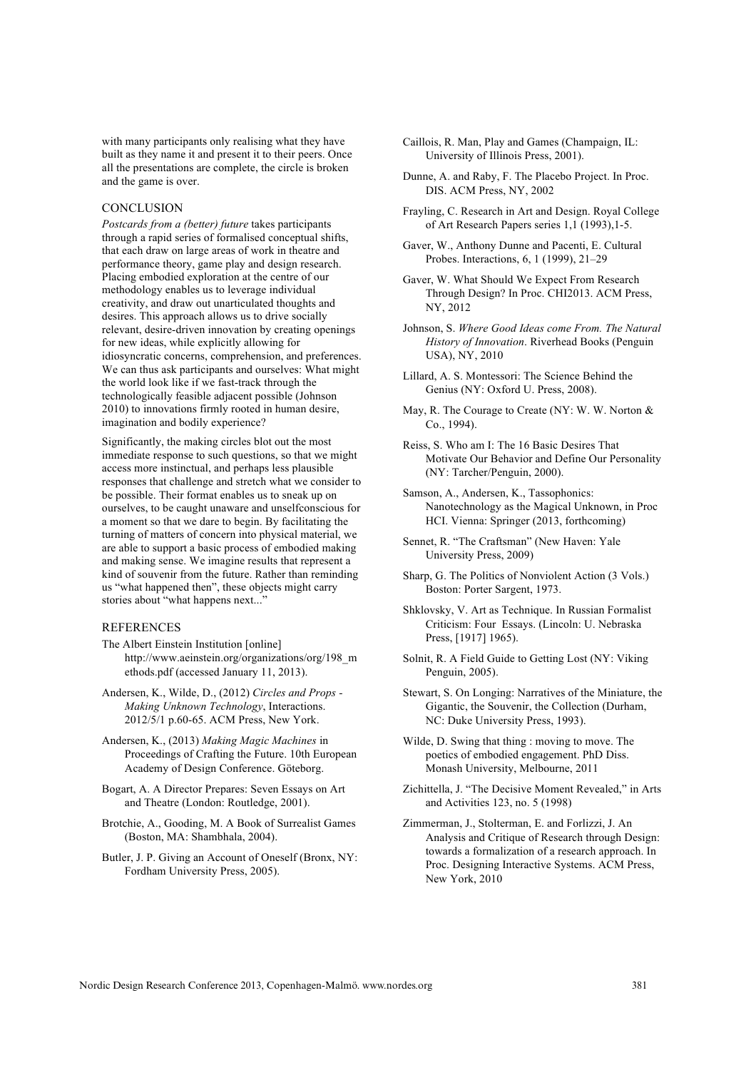with many participants only realising what they have built as they name it and present it to their peers. Once all the presentations are complete, the circle is broken and the game is over.

## CONCLUSION

*Postcards from a (better) future* takes participants through a rapid series of formalised conceptual shifts, that each draw on large areas of work in theatre and performance theory, game play and design research. Placing embodied exploration at the centre of our methodology enables us to leverage individual creativity, and draw out unarticulated thoughts and desires. This approach allows us to drive socially relevant, desire-driven innovation by creating openings for new ideas, while explicitly allowing for idiosyncratic concerns, comprehension, and preferences. We can thus ask participants and ourselves: What might the world look like if we fast-track through the technologically feasible adjacent possible (Johnson 2010) to innovations firmly rooted in human desire, imagination and bodily experience?

Significantly, the making circles blot out the most immediate response to such questions, so that we might access more instinctual, and perhaps less plausible responses that challenge and stretch what we consider to be possible. Their format enables us to sneak up on ourselves, to be caught unaware and unselfconscious for a moment so that we dare to begin. By facilitating the turning of matters of concern into physical material, we are able to support a basic process of embodied making and making sense. We imagine results that represent a kind of souvenir from the future. Rather than reminding us "what happened then", these objects might carry stories about "what happens next..."

## REFERENCES

The Albert Einstein Institution [online] http://www.aeinstein.org/organizations/org/198_methods.pdf (accessed January 11, 2013).

Andersen, K., Wilde, D., (2012) *Circles and Props - Making Unknown Technology*, Interactions. 2012/5/1 p.60-65. ACM Press, New York.

Andersen, K., (2013) *Making Magic Machines* in Proceedings of Crafting the Future. 10th European Academy of Design Conference. Göteborg.

Bogart, A. A Director Prepares: Seven Essays on Art and Theatre (London: Routledge, 2001).

Brotchie, A., Gooding, M. A Book of Surrealist Games (Boston, MA: Shambhala, 2004).

Butler, J. P. Giving an Account of Oneself (Bronx, NY: Fordham University Press, 2005).

Caillois, R. Man, Play and Games (Champaign, IL: University of Illinois Press, 2001).

Dunne, A. and Raby, F. The Placebo Project. In Proc. DIS. ACM Press, NY, 2002

Frayling, C. Research in Art and Design. Royal College of Art Research Papers series 1,1 (1993),1-5.

Gaver, W., Anthony Dunne and Pacenti, E. Cultural Probes. Interactions, 6, 1 (1999), 21–29

Gaver, W. What Should We Expect From Research Through Design? In Proc. CHI2013. ACM Press, NY, 2012

Johnson, S. *Where Good Ideas come From. The Natural History of Innovation*. Riverhead Books (Penguin USA), NY, 2010

Lillard, A. S. Montessori: The Science Behind the Genius (NY: Oxford U. Press, 2008).

May, R. The Courage to Create (NY: W. W. Norton & Co., 1994).

Reiss, S. Who am I: The 16 Basic Desires That Motivate Our Behavior and Define Our Personality (NY: Tarcher/Penguin, 2000).

Samson, A., Andersen, K., Tassophonics: Nanotechnology as the Magical Unknown, in Proc HCI. Vienna: Springer (2013, forthcoming)

Sennet, R. "The Craftsman" (New Haven: Yale University Press, 2009)

Sharp, G. The Politics of Nonviolent Action (3 Vols.) Boston: Porter Sargent, 1973.

Shklovsky, V. Art as Technique. In Russian Formalist Criticism: Four Essays. (Lincoln: U. Nebraska Press, [1917] 1965).

Solnit, R. A Field Guide to Getting Lost (NY: Viking Penguin, 2005).

Stewart, S. On Longing: Narratives of the Miniature, the Gigantic, the Souvenir, the Collection (Durham, NC: Duke University Press, 1993).

Wilde, D. Swing that thing : moving to move. The poetics of embodied engagement. PhD Diss. Monash University, Melbourne, 2011

Zichittella, J. "The Decisive Moment Revealed," in Arts and Activities 123, no. 5 (1998)

Zimmerman, J., Stolterman, E. and Forlizzi, J. An Analysis and Critique of Research through Design: towards a formalization of a research approach. In Proc. Designing Interactive Systems. ACM Press, New York, 2010